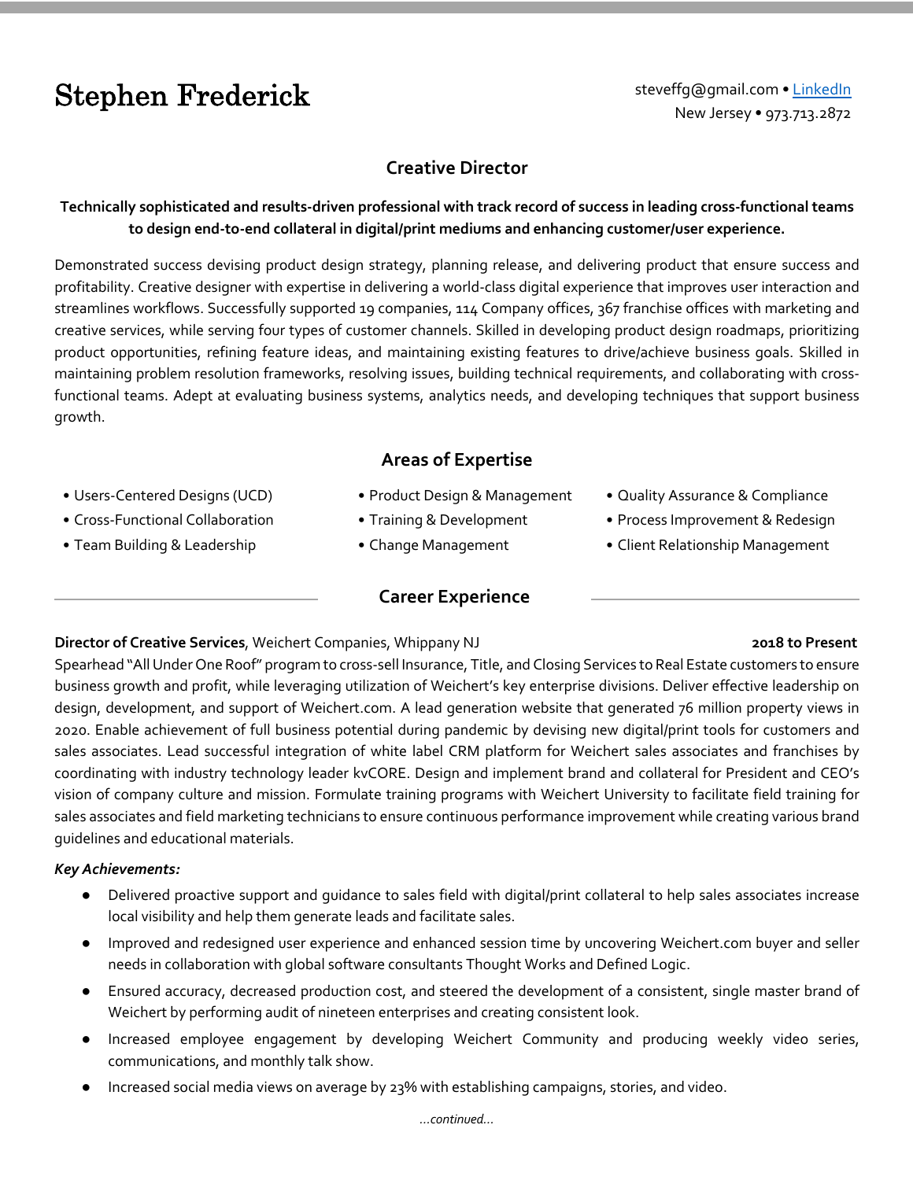# Stephen Frederick

steveffg@gmail.com • LinkedIn
New Jersey • 973.713.2872

## Creative Director

**Technically sophisticated and results-driven professional with track record of success in leading cross-functional teams to design end-to-end collateral in digital/print mediums and enhancing customer/user experience.**

Demonstrated success devising product design strategy, planning release, and delivering product that ensure success and profitability. Creative designer with expertise in delivering a world-class digital experience that improves user interaction and streamlines workflows. Successfully supported 19 companies, 114 Company offices, 367 franchise offices with marketing and creative services, while serving four types of customer channels. Skilled in developing product design roadmaps, prioritizing product opportunities, refining feature ideas, and maintaining existing features to drive/achieve business goals. Skilled in maintaining problem resolution frameworks, resolving issues, building technical requirements, and collaborating with cross-functional teams. Adept at evaluating business systems, analytics needs, and developing techniques that support business growth.

## Areas of Expertise

- Users-Centered Designs (UCD)
- Cross-Functional Collaboration
- Team Building & Leadership
- Product Design & Management
- Training & Development
- Change Management
- Quality Assurance & Compliance
- Process Improvement & Redesign
- Client Relationship Management

## Career Experience

**Director of Creative Services**, Weichert Companies, Whippany NJ — **2018 to Present**

Spearhead "All Under One Roof" program to cross-sell Insurance, Title, and Closing Services to Real Estate customers to ensure business growth and profit, while leveraging utilization of Weichert's key enterprise divisions. Deliver effective leadership on design, development, and support of Weichert.com. A lead generation website that generated 76 million property views in 2020. Enable achievement of full business potential during pandemic by devising new digital/print tools for customers and sales associates. Lead successful integration of white label CRM platform for Weichert sales associates and franchises by coordinating with industry technology leader kvCORE. Design and implement brand and collateral for President and CEO's vision of company culture and mission. Formulate training programs with Weichert University to facilitate field training for sales associates and field marketing technicians to ensure continuous performance improvement while creating various brand guidelines and educational materials.

***Key Achievements:***

- Delivered proactive support and guidance to sales field with digital/print collateral to help sales associates increase local visibility and help them generate leads and facilitate sales.
- Improved and redesigned user experience and enhanced session time by uncovering Weichert.com buyer and seller needs in collaboration with global software consultants Thought Works and Defined Logic.
- Ensured accuracy, decreased production cost, and steered the development of a consistent, single master brand of Weichert by performing audit of nineteen enterprises and creating consistent look.
- Increased employee engagement by developing Weichert Community and producing weekly video series, communications, and monthly talk show.
- Increased social media views on average by 23% with establishing campaigns, stories, and video.

*...continued...*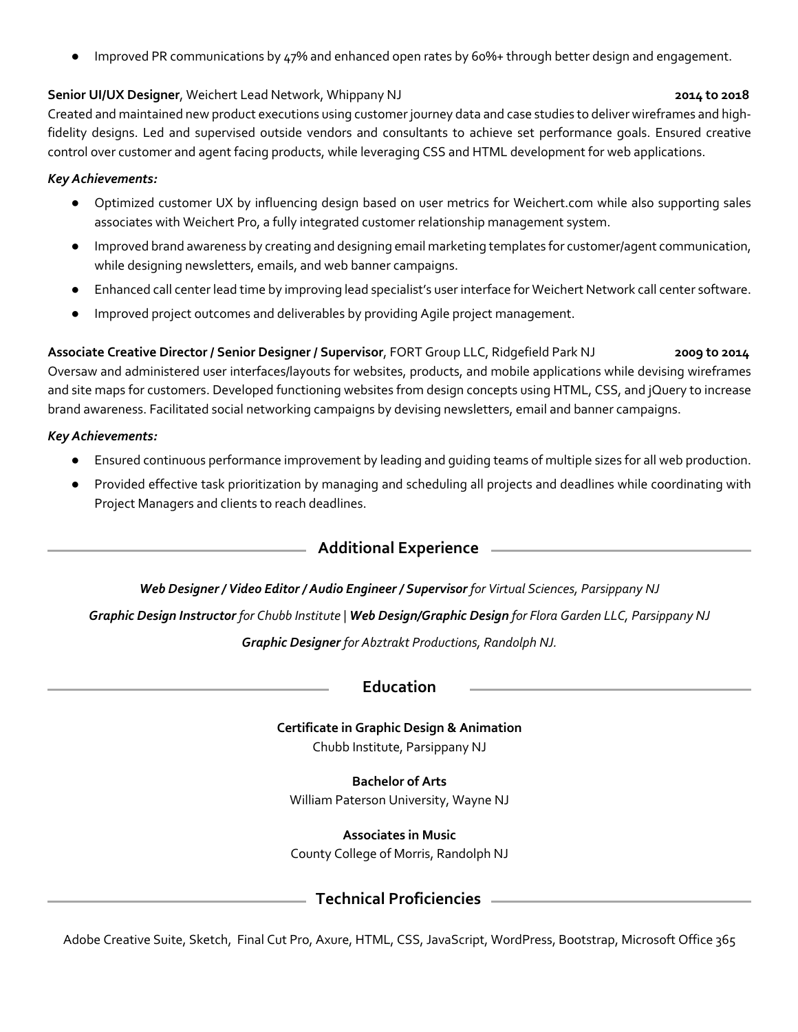- Improved PR communications by 47% and enhanced open rates by 60%+ through better design and engagement.

**Senior UI/UX Designer**, Weichert Lead Network, Whippany NJ **2014 to 2018**

Created and maintained new product executions using customer journey data and case studies to deliver wireframes and high-fidelity designs. Led and supervised outside vendors and consultants to achieve set performance goals. Ensured creative control over customer and agent facing products, while leveraging CSS and HTML development for web applications.

***Key Achievements:***

- Optimized customer UX by influencing design based on user metrics for Weichert.com while also supporting sales associates with Weichert Pro, a fully integrated customer relationship management system.
- Improved brand awareness by creating and designing email marketing templates for customer/agent communication, while designing newsletters, emails, and web banner campaigns.
- Enhanced call center lead time by improving lead specialist's user interface for Weichert Network call center software.
- Improved project outcomes and deliverables by providing Agile project management.

**Associate Creative Director / Senior Designer / Supervisor**, FORT Group LLC, Ridgefield Park NJ **2009 to 2014**

Oversaw and administered user interfaces/layouts for websites, products, and mobile applications while devising wireframes and site maps for customers. Developed functioning websites from design concepts using HTML, CSS, and jQuery to increase brand awareness. Facilitated social networking campaigns by devising newsletters, email and banner campaigns.

***Key Achievements:***

- Ensured continuous performance improvement by leading and guiding teams of multiple sizes for all web production.
- Provided effective task prioritization by managing and scheduling all projects and deadlines while coordinating with Project Managers and clients to reach deadlines.

## Additional Experience

***Web Designer / Video Editor / Audio Engineer / Supervisor*** *for Virtual Sciences, Parsippany NJ*

***Graphic Design Instructor*** *for Chubb Institute |* ***Web Design/Graphic Design*** *for Flora Garden LLC, Parsippany NJ*

***Graphic Designer*** *for Abztrakt Productions, Randolph NJ.*

## Education

**Certificate in Graphic Design & Animation**
Chubb Institute, Parsippany NJ

**Bachelor of Arts**
William Paterson University, Wayne NJ

**Associates in Music**
County College of Morris, Randolph NJ

## Technical Proficiencies

Adobe Creative Suite, Sketch, Final Cut Pro, Axure, HTML, CSS, JavaScript, WordPress, Bootstrap, Microsoft Office 365